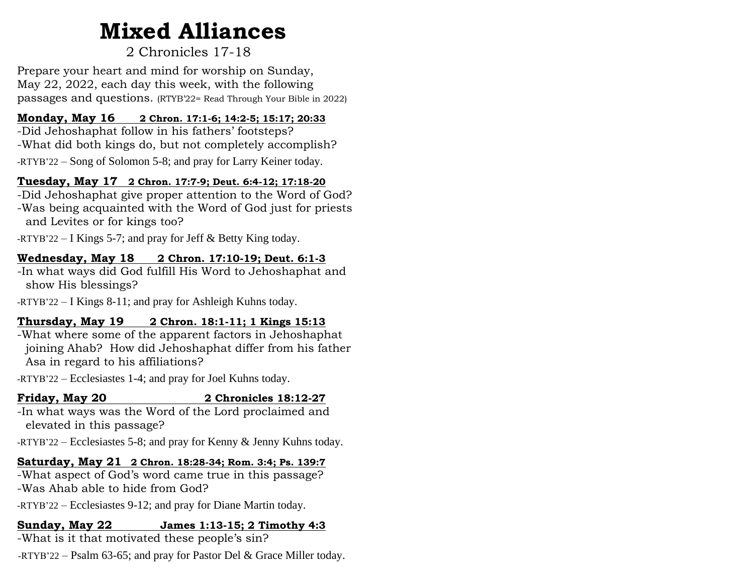# Mixed Alliances

2 Chronicles 17-18

Prepare your heart and mind for worship on Sunday, May 22, 2022, each day this week, with the following passages and questions. (RTYB'22= Read Through Your Bible in 2022)

**Monday, May 16 2 Chron. 17:1-6; 14:2-5; 15:17; 20:33**

-Did Jehoshaphat follow in his fathers' footsteps?
-What did both kings do, but not completely accomplish?

-RTYB'22 – Song of Solomon 5-8; and pray for Larry Keiner today.

**Tuesday, May 17 2 Chron. 17:7-9; Deut. 6:4-12; 17:18-20**

-Did Jehoshaphat give proper attention to the Word of God?
-Was being acquainted with the Word of God just for priests and Levites or for kings too?

-RTYB'22 – I Kings 5-7; and pray for Jeff & Betty King today.

**Wednesday, May 18 2 Chron. 17:10-19; Deut. 6:1-3**

-In what ways did God fulfill His Word to Jehoshaphat and show His blessings?

-RTYB'22 – I Kings 8-11; and pray for Ashleigh Kuhns today.

**Thursday, May 19 2 Chron. 18:1-11; 1 Kings 15:13**

-What where some of the apparent factors in Jehoshaphat joining Ahab? How did Jehoshaphat differ from his father Asa in regard to his affiliations?

-RTYB'22 – Ecclesiastes 1-4; and pray for Joel Kuhns today.

**Friday, May 20 2 Chronicles 18:12-27**

-In what ways was the Word of the Lord proclaimed and elevated in this passage?

-RTYB'22 – Ecclesiastes 5-8; and pray for Kenny & Jenny Kuhns today.

**Saturday, May 21 2 Chron. 18:28-34; Rom. 3:4; Ps. 139:7**

-What aspect of God's word came true in this passage?
-Was Ahab able to hide from God?

-RTYB'22 – Ecclesiastes 9-12; and pray for Diane Martin today.

**Sunday, May 22 James 1:13-15; 2 Timothy 4:3**

-What is it that motivated these people's sin?

-RTYB'22 – Psalm 63-65; and pray for Pastor Del & Grace Miller today.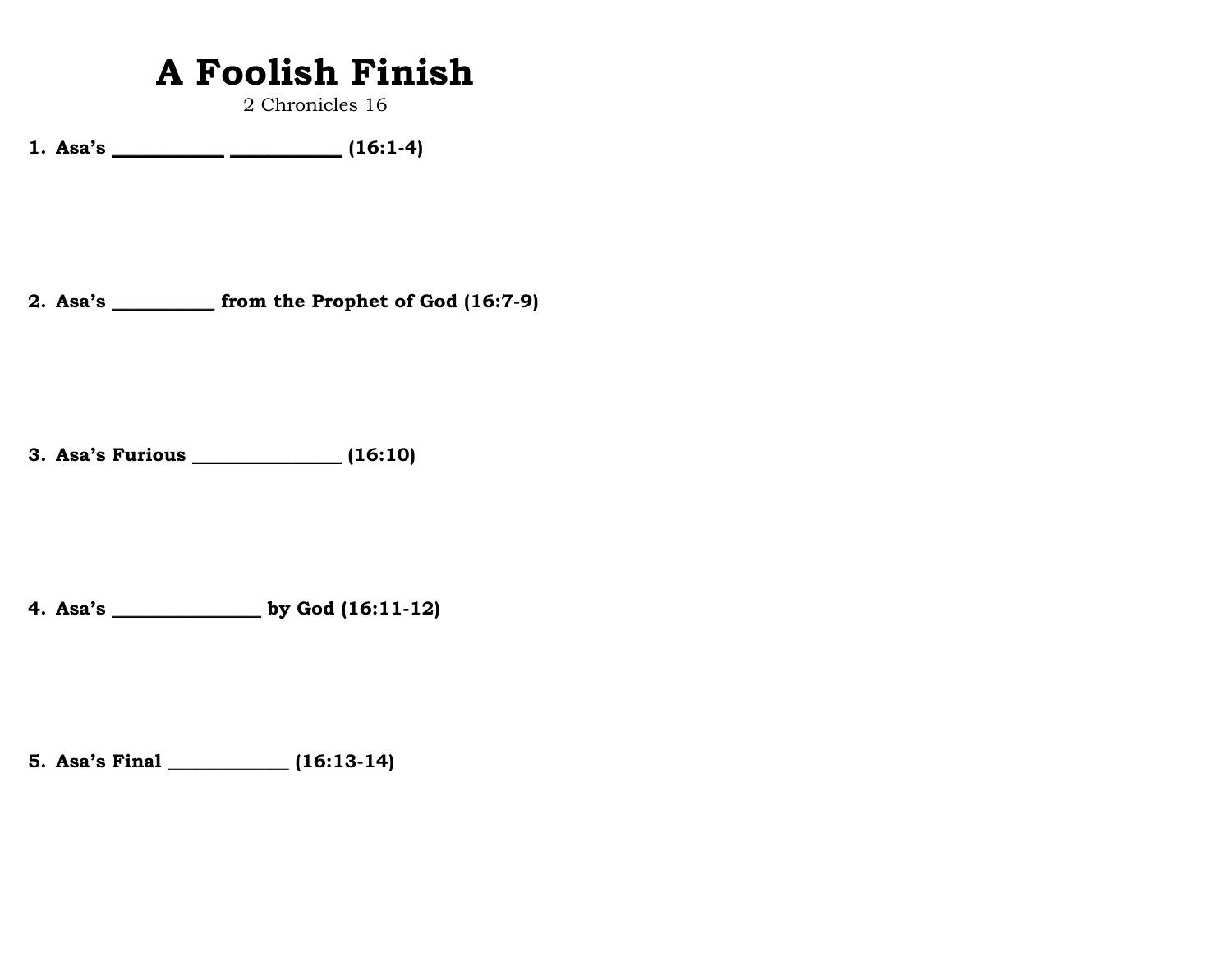# A Foolish Finish

2 Chronicles 16

1. **Asa's ___________ ___________ (16:1-4)**

2. **Asa's __________ from the Prophet of God (16:7-9)**

3. **Asa's Furious _______________ (16:10)**

4. **Asa's _______________ by God (16:11-12)**

5. **Asa's Final ____________ (16:13-14)**